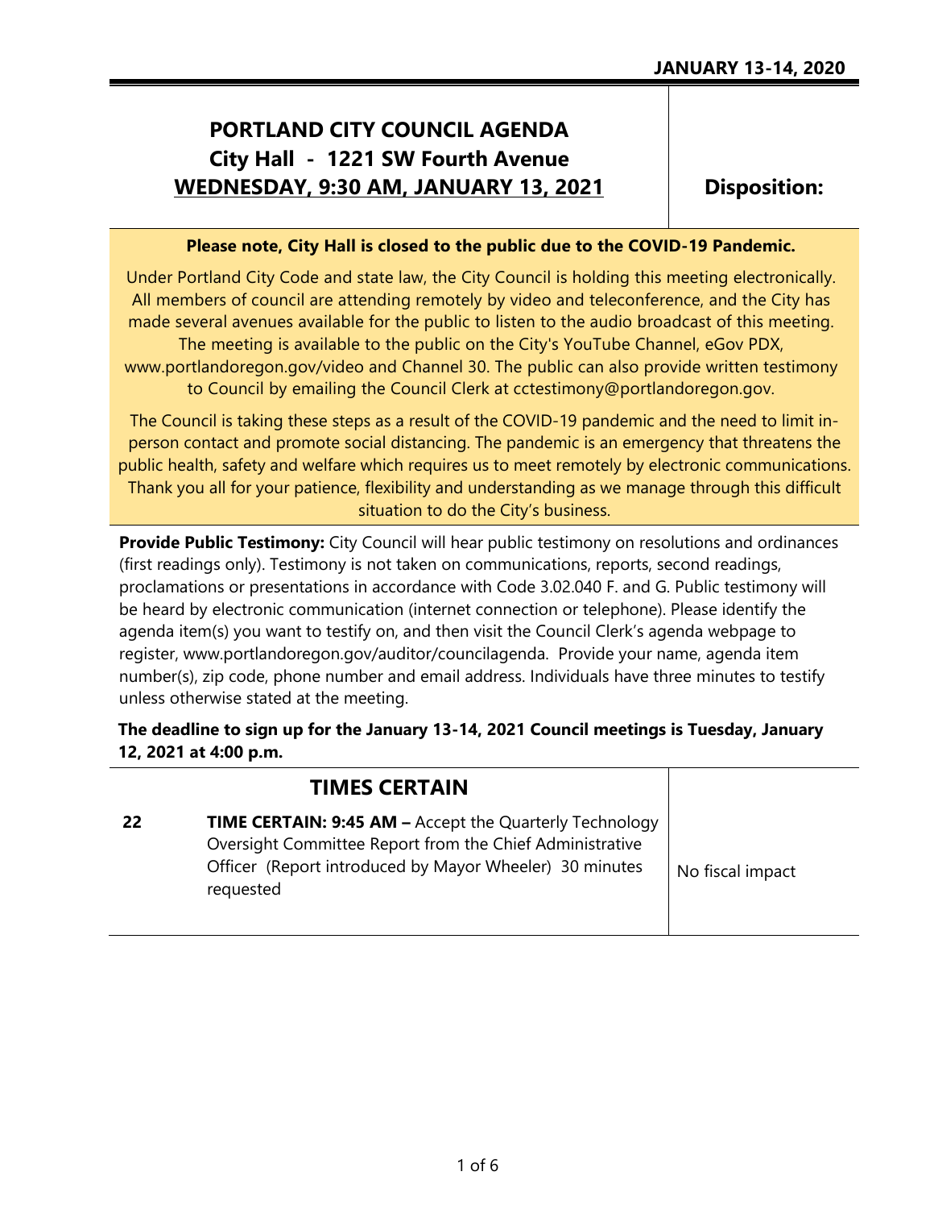**JANUARY 13-14, 2020**

# PORTLAND CITY COUNCIL AGENDA
## City Hall - 1221 SW Fourth Avenue
## WEDNESDAY, 9:30 AM, JANUARY 13, 2021

**Disposition:**

**Please note, City Hall is closed to the public due to the COVID-19 Pandemic.**

Under Portland City Code and state law, the City Council is holding this meeting electronically. All members of council are attending remotely by video and teleconference, and the City has made several avenues available for the public to listen to the audio broadcast of this meeting. The meeting is available to the public on the City's YouTube Channel, eGov PDX, www.portlandoregon.gov/video and Channel 30. The public can also provide written testimony to Council by emailing the Council Clerk at cctestimony@portlandoregon.gov.

The Council is taking these steps as a result of the COVID-19 pandemic and the need to limit in-person contact and promote social distancing. The pandemic is an emergency that threatens the public health, safety and welfare which requires us to meet remotely by electronic communications. Thank you all for your patience, flexibility and understanding as we manage through this difficult situation to do the City's business.

**Provide Public Testimony:** City Council will hear public testimony on resolutions and ordinances (first readings only). Testimony is not taken on communications, reports, second readings, proclamations or presentations in accordance with Code 3.02.040 F. and G. Public testimony will be heard by electronic communication (internet connection or telephone). Please identify the agenda item(s) you want to testify on, and then visit the Council Clerk's agenda webpage to register, www.portlandoregon.gov/auditor/councilagenda. Provide your name, agenda item number(s), zip code, phone number and email address. Individuals have three minutes to testify unless otherwise stated at the meeting.

**The deadline to sign up for the January 13-14, 2021 Council meetings is Tuesday, January 12, 2021 at 4:00 p.m.**

## TIMES CERTAIN

| | | |
|---|---|---|
| 22 | **TIME CERTAIN: 9:45 AM –** Accept the Quarterly Technology Oversight Committee Report from the Chief Administrative Officer (Report introduced by Mayor Wheeler) 30 minutes requested | No fiscal impact |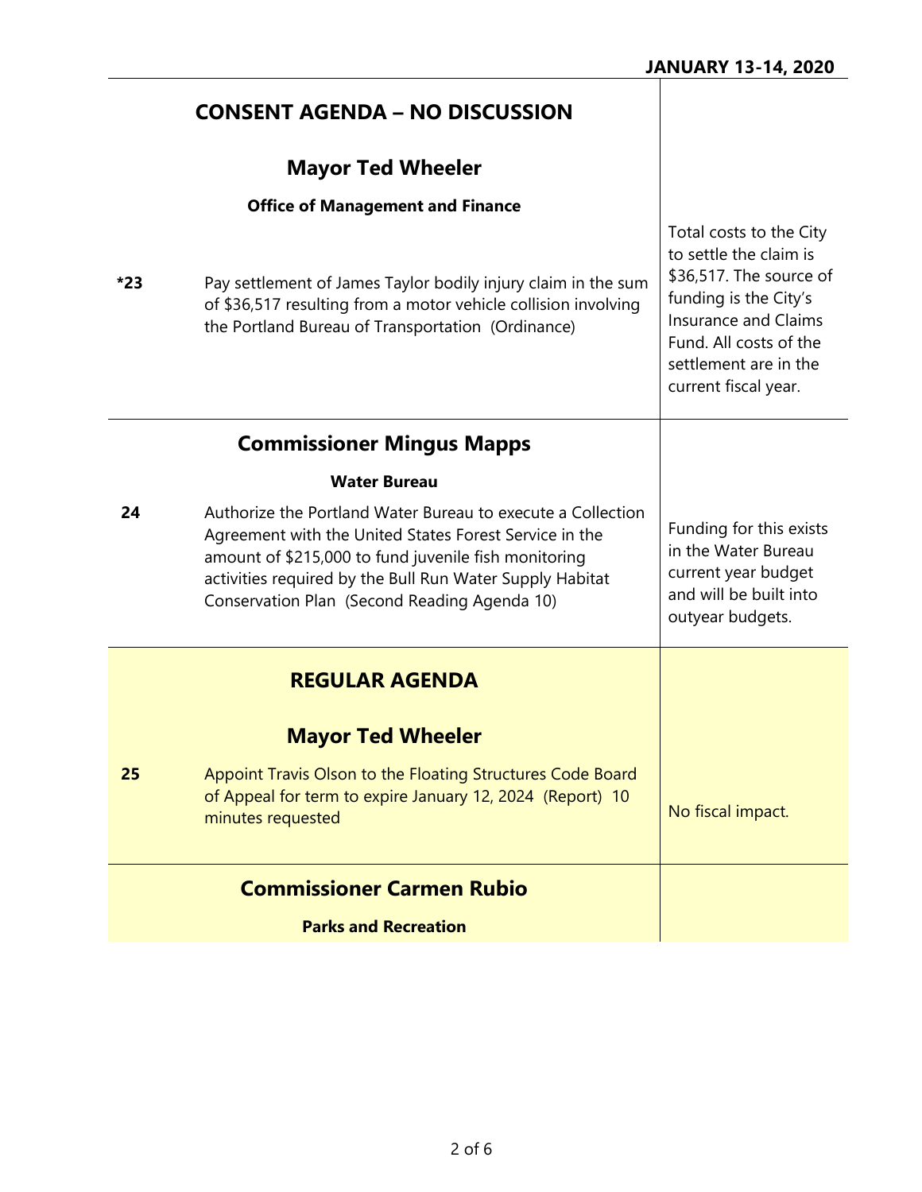JANUARY 13-14, 2020

## CONSENT AGENDA – NO DISCUSSION

### Mayor Ted Wheeler

**Office of Management and Finance**

| | | |
|---|---|---|
| *23 | Pay settlement of James Taylor bodily injury claim in the sum of $36,517 resulting from a motor vehicle collision involving the Portland Bureau of Transportation (Ordinance) | Total costs to the City to settle the claim is $36,517. The source of funding is the City's Insurance and Claims Fund. All costs of the settlement are in the current fiscal year. |

### Commissioner Mingus Mapps

**Water Bureau**

| | | |
|---|---|---|
| 24 | Authorize the Portland Water Bureau to execute a Collection Agreement with the United States Forest Service in the amount of $215,000 to fund juvenile fish monitoring activities required by the Bull Run Water Supply Habitat Conservation Plan (Second Reading Agenda 10) | Funding for this exists in the Water Bureau current year budget and will be built into outyear budgets. |

## REGULAR AGENDA

### Mayor Ted Wheeler

| | | |
|---|---|---|
| 25 | Appoint Travis Olson to the Floating Structures Code Board of Appeal for term to expire January 12, 2024 (Report) 10 minutes requested | No fiscal impact. |

### Commissioner Carmen Rubio

**Parks and Recreation**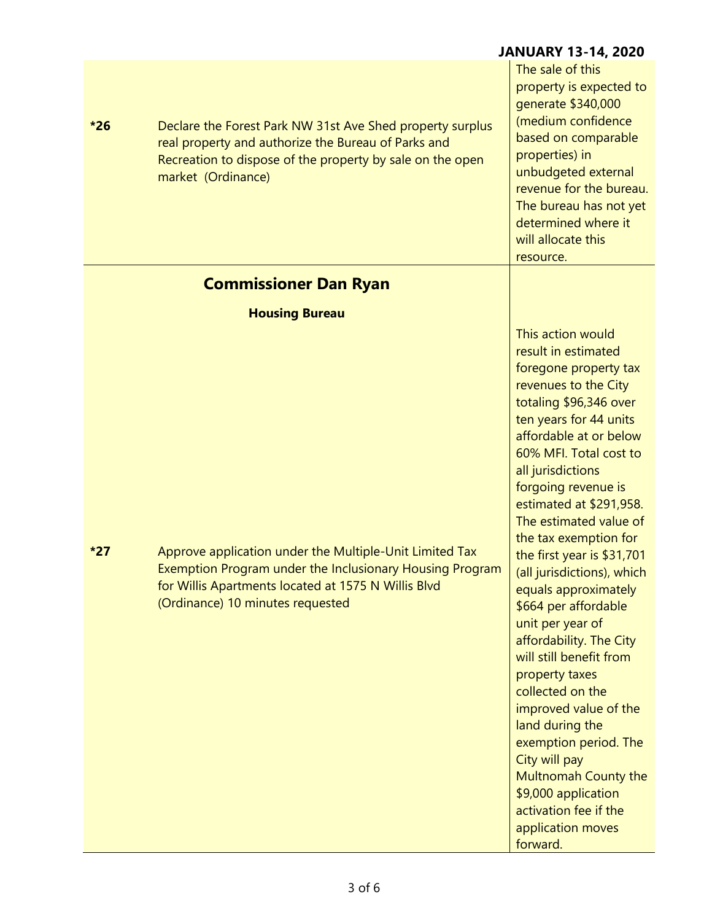| | | |
|---|---|---|
| *26 | Declare the Forest Park NW 31st Ave Shed property surplus real property and authorize the Bureau of Parks and Recreation to dispose of the property by sale on the open market (Ordinance) | The sale of this property is expected to generate $340,000 (medium confidence based on comparable properties) in unbudgeted external revenue for the bureau. The bureau has not yet determined where it will allocate this resource. |
| | **Commissioner Dan Ryan** | |
| | **Housing Bureau** | |
| *27 | Approve application under the Multiple-Unit Limited Tax Exemption Program under the Inclusionary Housing Program for Willis Apartments located at 1575 N Willis Blvd (Ordinance) 10 minutes requested | This action would result in estimated foregone property tax revenues to the City totaling $96,346 over ten years for 44 units affordable at or below 60% MFI. Total cost to all jurisdictions forgoing revenue is estimated at $291,958. The estimated value of the tax exemption for the first year is $31,701 (all jurisdictions), which equals approximately $664 per affordable unit per year of affordability. The City will still benefit from property taxes collected on the improved value of the land during the exemption period. The City will pay Multnomah County the $9,000 application activation fee if the application moves forward. |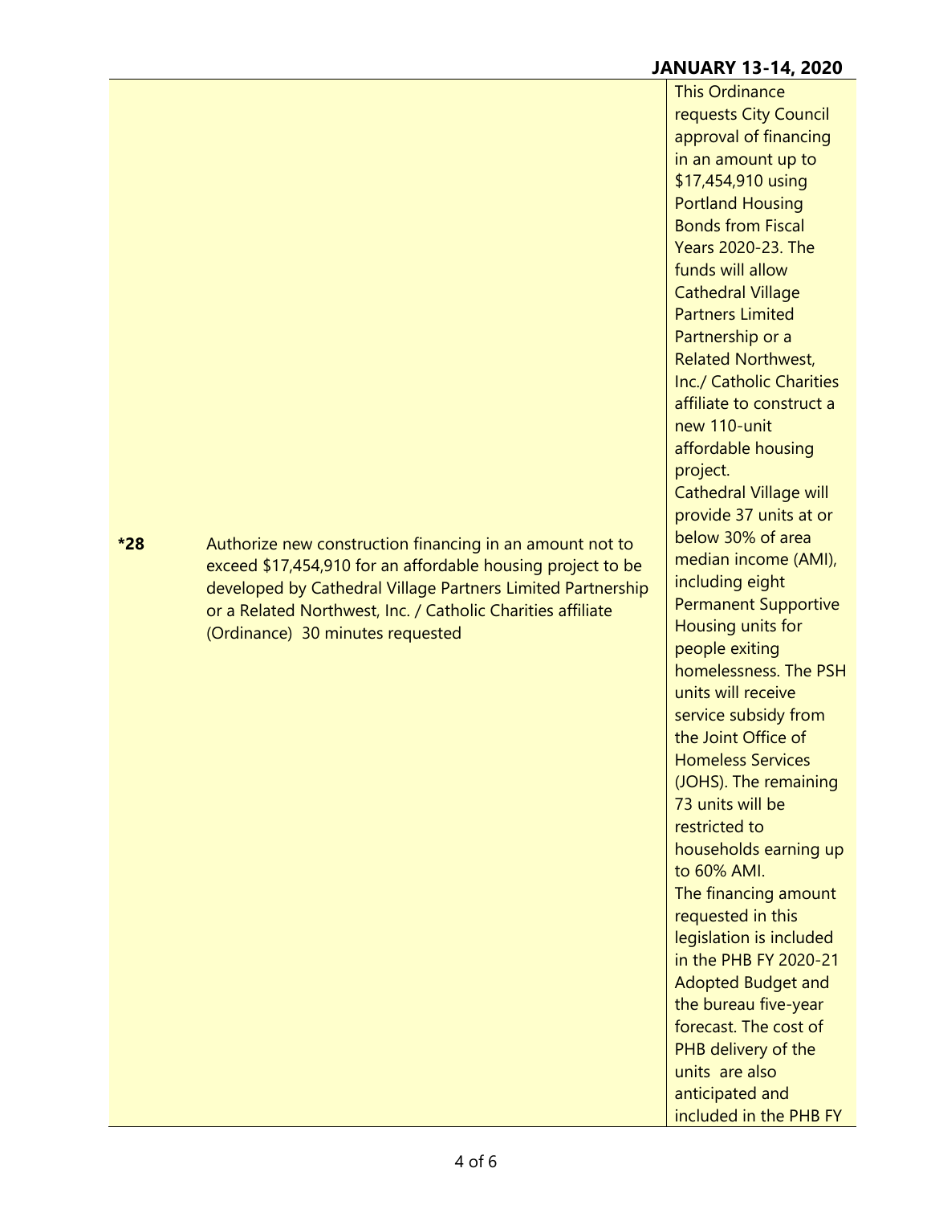| | | |
|---|---|---|
| *28 | Authorize new construction financing in an amount not to exceed $17,454,910 for an affordable housing project to be developed by Cathedral Village Partners Limited Partnership or a Related Northwest, Inc. / Catholic Charities affiliate (Ordinance) 30 minutes requested | This Ordinance requests City Council approval of financing in an amount up to $17,454,910 using Portland Housing Bonds from Fiscal Years 2020-23. The funds will allow Cathedral Village Partners Limited Partnership or a Related Northwest, Inc./ Catholic Charities affiliate to construct a new 110-unit affordable housing project. Cathedral Village will provide 37 units at or below 30% of area median income (AMI), including eight Permanent Supportive Housing units for people exiting homelessness. The PSH units will receive service subsidy from the Joint Office of Homeless Services (JOHS). The remaining 73 units will be restricted to households earning up to 60% AMI. The financing amount requested in this legislation is included in the PHB FY 2020-21 Adopted Budget and the bureau five-year forecast. The cost of PHB delivery of the units are also anticipated and included in the PHB FY |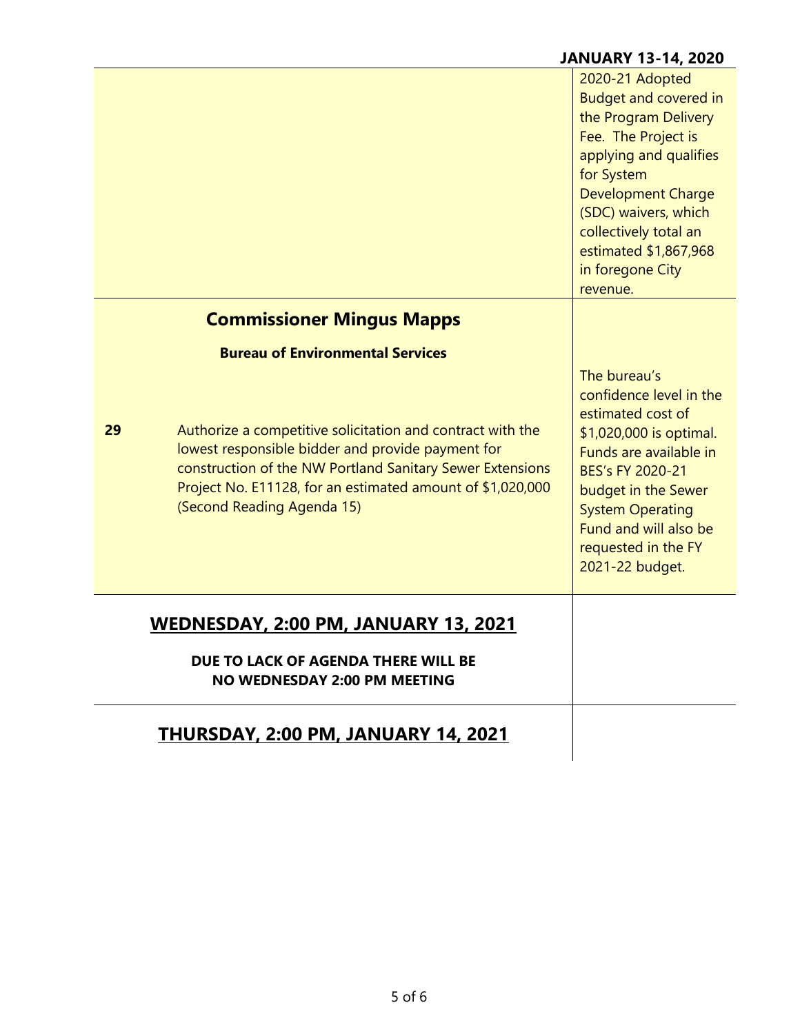| | |
|---|---|
| | 2020-21 Adopted Budget and covered in the Program Delivery Fee. The Project is applying and qualifies for System Development Charge (SDC) waivers, which collectively total an estimated $1,867,968 in foregone City revenue. |
| **Commissioner Mingus Mapps**<br><br>**Bureau of Environmental Services**<br><br>**29** Authorize a competitive solicitation and contract with the lowest responsible bidder and provide payment for construction of the NW Portland Sanitary Sewer Extensions Project No. E11128, for an estimated amount of $1,020,000 (Second Reading Agenda 15) | The bureau's confidence level in the estimated cost of $1,020,000 is optimal. Funds are available in BES's FY 2020-21 budget in the Sewer System Operating Fund and will also be requested in the FY 2021-22 budget. |
| **WEDNESDAY, 2:00 PM, JANUARY 13, 2021**<br><br>**DUE TO LACK OF AGENDA THERE WILL BE NO WEDNESDAY 2:00 PM MEETING** | |
| **THURSDAY, 2:00 PM, JANUARY 14, 2021** | |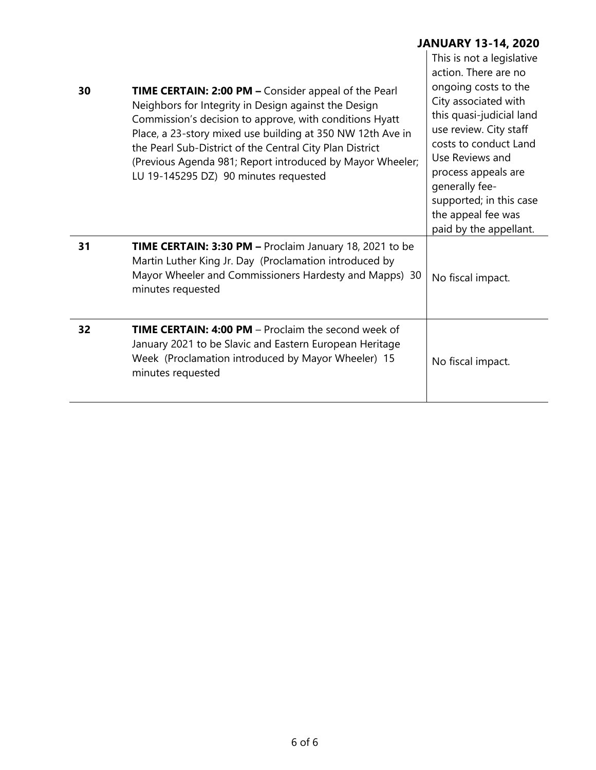**JANUARY 13-14, 2020**

| | | |
|---|---|---|
| **30** | **TIME CERTAIN: 2:00 PM –** Consider appeal of the Pearl Neighbors for Integrity in Design against the Design Commission's decision to approve, with conditions Hyatt Place, a 23-story mixed use building at 350 NW 12th Ave in the Pearl Sub-District of the Central City Plan District (Previous Agenda 981; Report introduced by Mayor Wheeler; LU 19-145295 DZ) 90 minutes requested | This is not a legislative action. There are no ongoing costs to the City associated with this quasi-judicial land use review. City staff costs to conduct Land Use Reviews and process appeals are generally fee-supported; in this case the appeal fee was paid by the appellant. |
| **31** | **TIME CERTAIN: 3:30 PM –** Proclaim January 18, 2021 to be Martin Luther King Jr. Day (Proclamation introduced by Mayor Wheeler and Commissioners Hardesty and Mapps) 30 minutes requested | No fiscal impact. |
| **32** | **TIME CERTAIN: 4:00 PM** – Proclaim the second week of January 2021 to be Slavic and Eastern European Heritage Week (Proclamation introduced by Mayor Wheeler) 15 minutes requested | No fiscal impact. |